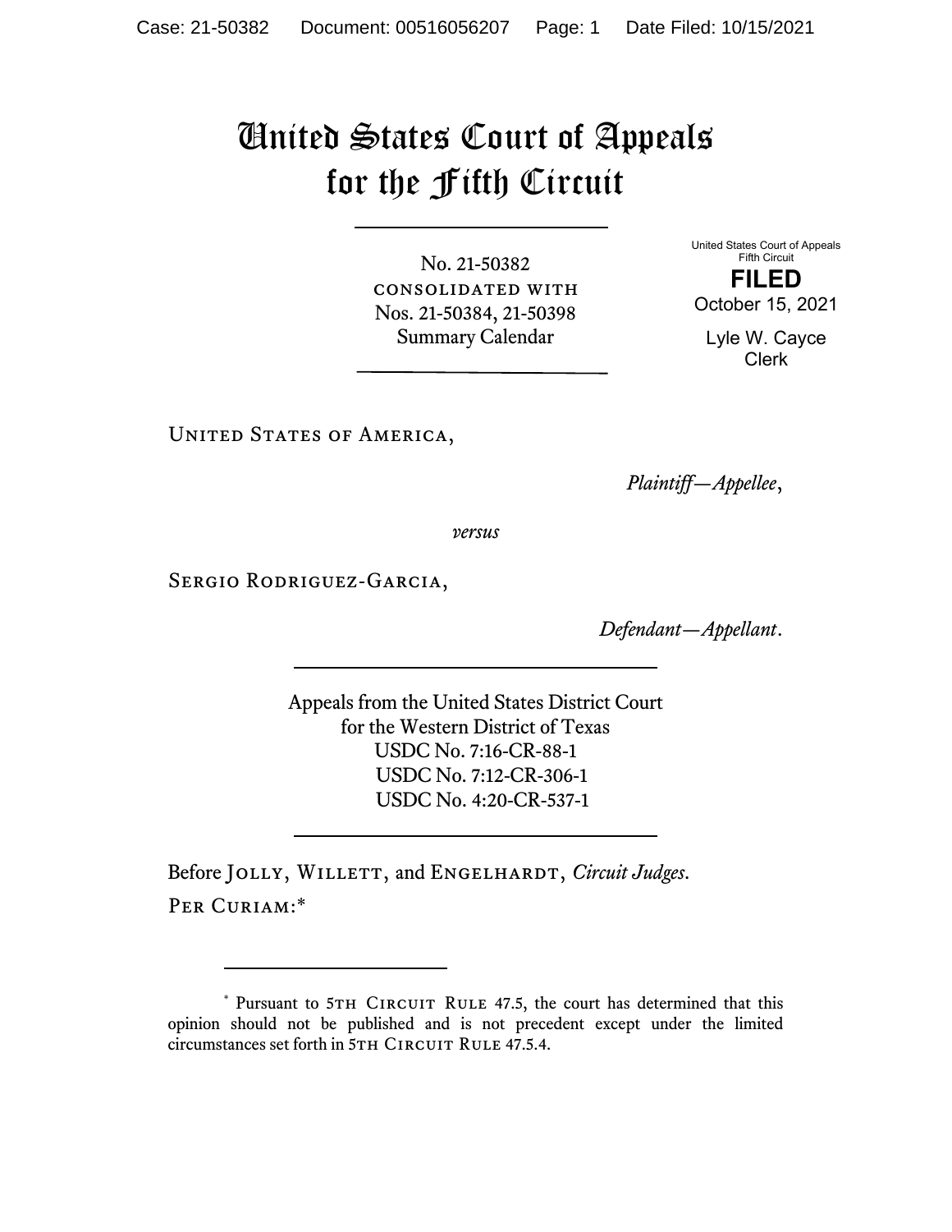# United States Court of Appeals for the Fifth Circuit

No. 21-50382
CONSOLIDATED WITH
Nos. 21-50384, 21-50398
Summary Calendar

United States Court of Appeals
Fifth Circuit

**FILED**

October 15, 2021

Lyle W. Cayce
Clerk

UNITED STATES OF AMERICA,

*Plaintiff—Appellee*,

*versus*

SERGIO RODRIGUEZ-GARCIA,

*Defendant—Appellant*.

Appeals from the United States District Court
for the Western District of Texas
USDC No. 7:16-CR-88-1
USDC No. 7:12-CR-306-1
USDC No. 4:20-CR-537-1

Before JOLLY, WILLETT, and ENGELHARDT, *Circuit Judges*.

PER CURIAM:*

---

\* Pursuant to 5TH CIRCUIT RULE 47.5, the court has determined that this opinion should not be published and is not precedent except under the limited circumstances set forth in 5TH CIRCUIT RULE 47.5.4.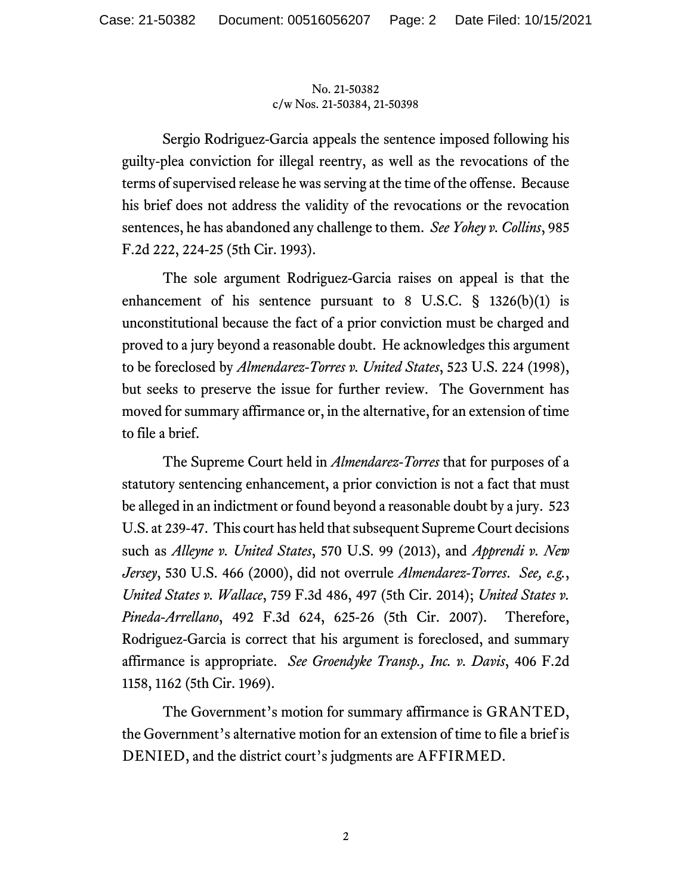No. 21-50382
c/w Nos. 21-50384, 21-50398

Sergio Rodriguez-Garcia appeals the sentence imposed following his guilty-plea conviction for illegal reentry, as well as the revocations of the terms of supervised release he was serving at the time of the offense. Because his brief does not address the validity of the revocations or the revocation sentences, he has abandoned any challenge to them. *See Yohey v. Collins*, 985 F.2d 222, 224-25 (5th Cir. 1993).

The sole argument Rodriguez-Garcia raises on appeal is that the enhancement of his sentence pursuant to 8 U.S.C. § 1326(b)(1) is unconstitutional because the fact of a prior conviction must be charged and proved to a jury beyond a reasonable doubt. He acknowledges this argument to be foreclosed by *Almendarez-Torres v. United States*, 523 U.S. 224 (1998), but seeks to preserve the issue for further review. The Government has moved for summary affirmance or, in the alternative, for an extension of time to file a brief.

The Supreme Court held in *Almendarez-Torres* that for purposes of a statutory sentencing enhancement, a prior conviction is not a fact that must be alleged in an indictment or found beyond a reasonable doubt by a jury. 523 U.S. at 239-47. This court has held that subsequent Supreme Court decisions such as *Alleyne v. United States*, 570 U.S. 99 (2013), and *Apprendi v. New Jersey*, 530 U.S. 466 (2000), did not overrule *Almendarez-Torres*. *See, e.g.*, *United States v. Wallace*, 759 F.3d 486, 497 (5th Cir. 2014); *United States v. Pineda-Arrellano*, 492 F.3d 624, 625-26 (5th Cir. 2007). Therefore, Rodriguez-Garcia is correct that his argument is foreclosed, and summary affirmance is appropriate. *See Groendyke Transp., Inc. v. Davis*, 406 F.2d 1158, 1162 (5th Cir. 1969).

The Government's motion for summary affirmance is GRANTED, the Government's alternative motion for an extension of time to file a brief is DENIED, and the district court's judgments are AFFIRMED.